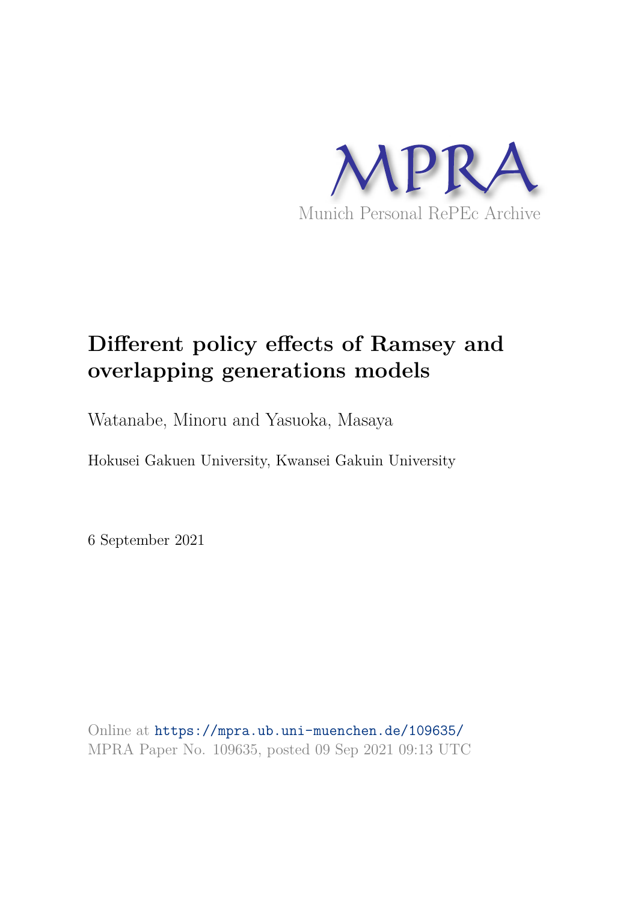MPRA

Munich Personal RePEc Archive

# Different policy effects of Ramsey and overlapping generations models

Watanabe, Minoru and Yasuoka, Masaya

Hokusei Gakuen University, Kwansei Gakuin University

6 September 2021

Online at https://mpra.ub.uni-muenchen.de/109635/
MPRA Paper No. 109635, posted 09 Sep 2021 09:13 UTC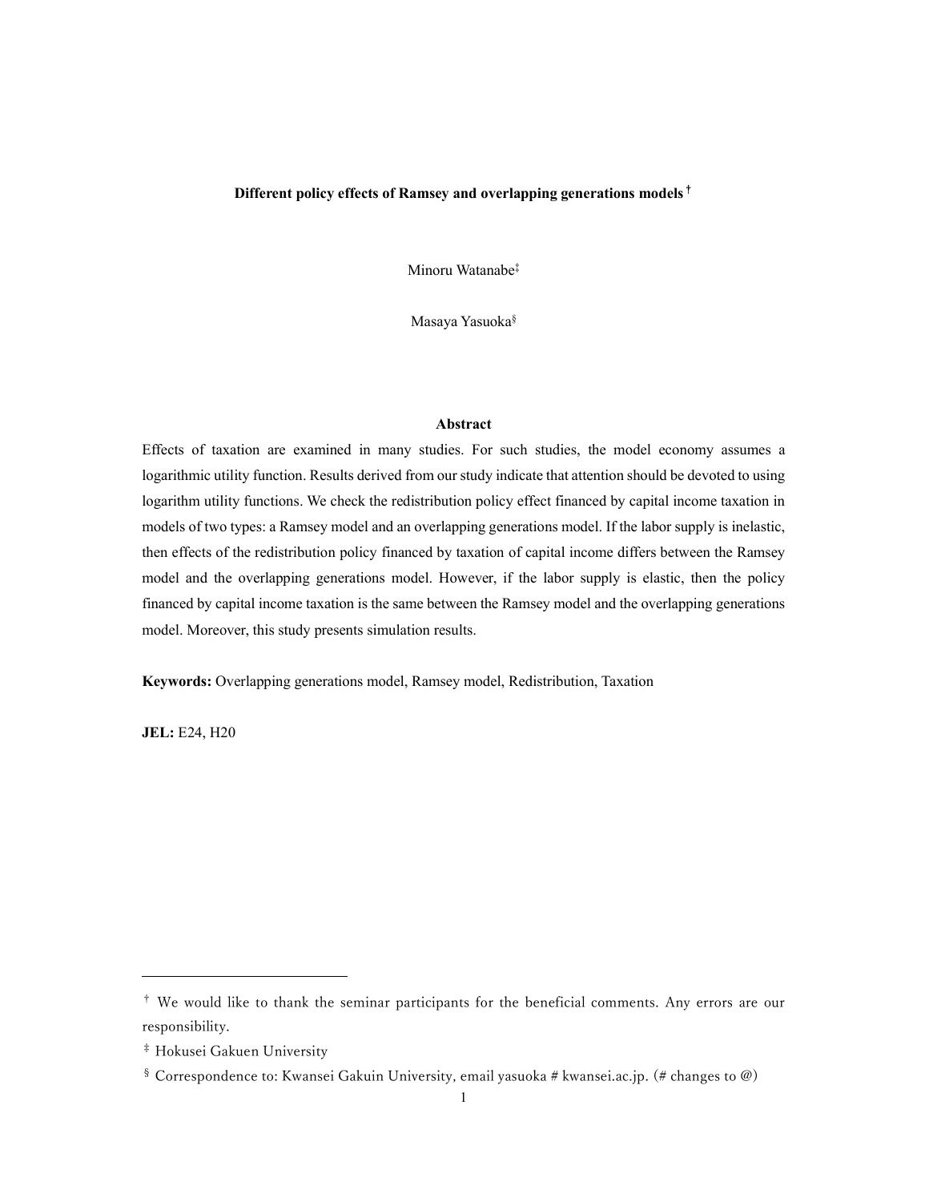**Different policy effects of Ramsey and overlapping generations models** [†]

Minoru Watanabe[‡]

Masaya Yasuoka[§]

**Abstract**

Effects of taxation are examined in many studies. For such studies, the model economy assumes a logarithmic utility function. Results derived from our study indicate that attention should be devoted to using logarithm utility functions. We check the redistribution policy effect financed by capital income taxation in models of two types: a Ramsey model and an overlapping generations model. If the labor supply is inelastic, then effects of the redistribution policy financed by taxation of capital income differs between the Ramsey model and the overlapping generations model. However, if the labor supply is elastic, then the policy financed by capital income taxation is the same between the Ramsey model and the overlapping generations model. Moreover, this study presents simulation results.

**Keywords:** Overlapping generations model, Ramsey model, Redistribution, Taxation

**JEL:** E24, H20

---

[†] We would like to thank the seminar participants for the beneficial comments. Any errors are our responsibility.

[‡] Hokusei Gakuen University

[§] Correspondence to: Kwansei Gakuin University, email yasuoka # kwansei.ac.jp. (# changes to @)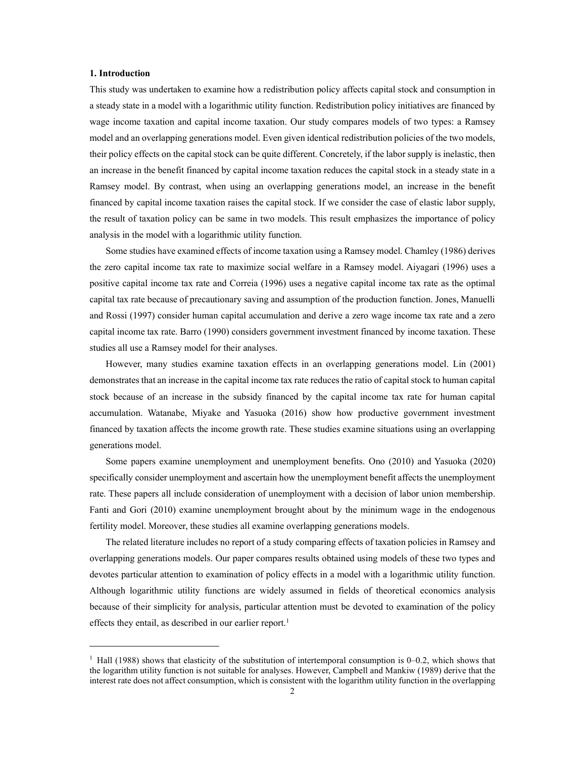## 1. Introduction

This study was undertaken to examine how a redistribution policy affects capital stock and consumption in a steady state in a model with a logarithmic utility function. Redistribution policy initiatives are financed by wage income taxation and capital income taxation. Our study compares models of two types: a Ramsey model and an overlapping generations model. Even given identical redistribution policies of the two models, their policy effects on the capital stock can be quite different. Concretely, if the labor supply is inelastic, then an increase in the benefit financed by capital income taxation reduces the capital stock in a steady state in a Ramsey model. By contrast, when using an overlapping generations model, an increase in the benefit financed by capital income taxation raises the capital stock. If we consider the case of elastic labor supply, the result of taxation policy can be same in two models. This result emphasizes the importance of policy analysis in the model with a logarithmic utility function.

Some studies have examined effects of income taxation using a Ramsey model. Chamley (1986) derives the zero capital income tax rate to maximize social welfare in a Ramsey model. Aiyagari (1996) uses a positive capital income tax rate and Correia (1996) uses a negative capital income tax rate as the optimal capital tax rate because of precautionary saving and assumption of the production function. Jones, Manuelli and Rossi (1997) consider human capital accumulation and derive a zero wage income tax rate and a zero capital income tax rate. Barro (1990) considers government investment financed by income taxation. These studies all use a Ramsey model for their analyses.

However, many studies examine taxation effects in an overlapping generations model. Lin (2001) demonstrates that an increase in the capital income tax rate reduces the ratio of capital stock to human capital stock because of an increase in the subsidy financed by the capital income tax rate for human capital accumulation. Watanabe, Miyake and Yasuoka (2016) show how productive government investment financed by taxation affects the income growth rate. These studies examine situations using an overlapping generations model.

Some papers examine unemployment and unemployment benefits. Ono (2010) and Yasuoka (2020) specifically consider unemployment and ascertain how the unemployment benefit affects the unemployment rate. These papers all include consideration of unemployment with a decision of labor union membership. Fanti and Gori (2010) examine unemployment brought about by the minimum wage in the endogenous fertility model. Moreover, these studies all examine overlapping generations models.

The related literature includes no report of a study comparing effects of taxation policies in Ramsey and overlapping generations models. Our paper compares results obtained using models of these two types and devotes particular attention to examination of policy effects in a model with a logarithmic utility function. Although logarithmic utility functions are widely assumed in fields of theoretical economics analysis because of their simplicity for analysis, particular attention must be devoted to examination of the policy effects they entail, as described in our earlier report.[1]

---

[1] Hall (1988) shows that elasticity of the substitution of intertemporal consumption is 0–0.2, which shows that the logarithm utility function is not suitable for analyses. However, Campbell and Mankiw (1989) derive that the interest rate does not affect consumption, which is consistent with the logarithm utility function in the overlapping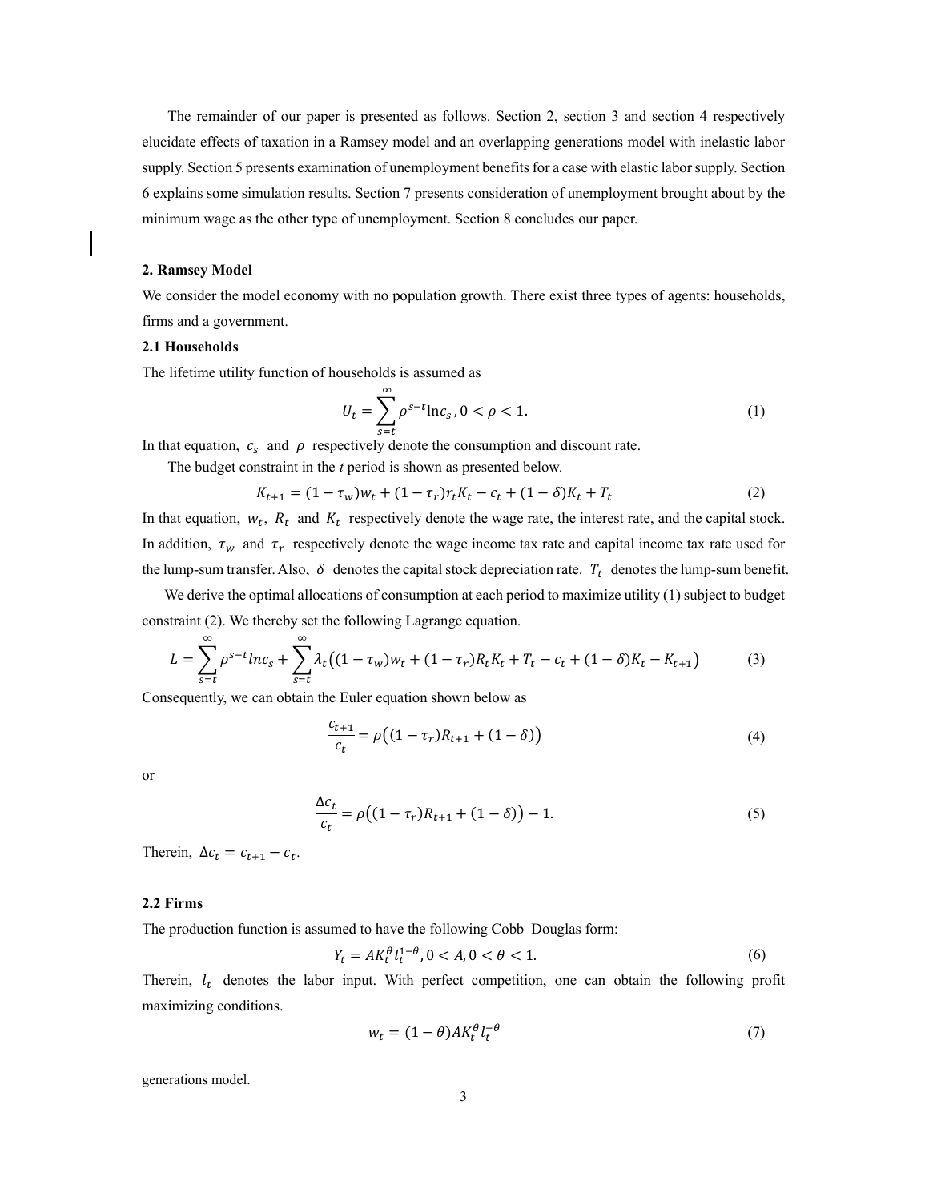The remainder of our paper is presented as follows. Section 2, section 3 and section 4 respectively elucidate effects of taxation in a Ramsey model and an overlapping generations model with inelastic labor supply. Section 5 presents examination of unemployment benefits for a case with elastic labor supply. Section 6 explains some simulation results. Section 7 presents consideration of unemployment brought about by the minimum wage as the other type of unemployment. Section 8 concludes our paper.

## 2. Ramsey Model

We consider the model economy with no population growth. There exist three types of agents: households, firms and a government.

### 2.1 Households

The lifetime utility function of households is assumed as

$$U_t = \sum_{s=t}^{\infty} \rho^{s-t} \ln c_s, 0 < \rho < 1. \tag{1}$$

In that equation, $c_s$ and $\rho$ respectively denote the consumption and discount rate.

The budget constraint in the *t* period is shown as presented below.

$$K_{t+1} = (1-\tau_w)w_t + (1-\tau_r)r_t K_t - c_t + (1-\delta)K_t + T_t \tag{2}$$

In that equation, $w_t$, $R_t$ and $K_t$ respectively denote the wage rate, the interest rate, and the capital stock. In addition, $\tau_w$ and $\tau_r$ respectively denote the wage income tax rate and capital income tax rate used for the lump-sum transfer. Also, $\delta$ denotes the capital stock depreciation rate. $T_t$ denotes the lump-sum benefit.

We derive the optimal allocations of consumption at each period to maximize utility (1) subject to budget constraint (2). We thereby set the following Lagrange equation.

$$L = \sum_{s=t}^{\infty} \rho^{s-t} \ln c_s + \sum_{s=t}^{\infty} \lambda_t \big( (1-\tau_w)w_t + (1-\tau_r)R_t K_t + T_t - c_t + (1-\delta)K_t - K_{t+1} \big) \tag{3}$$

Consequently, we can obtain the Euler equation shown below as

$$\frac{c_{t+1}}{c_t} = \rho\big((1-\tau_r)R_{t+1} + (1-\delta)\big) \tag{4}$$

or

$$\frac{\Delta c_t}{c_t} = \rho\big((1-\tau_r)R_{t+1} + (1-\delta)\big) - 1. \tag{5}$$

Therein, $\Delta c_t = c_{t+1} - c_t$.

### 2.2 Firms

The production function is assumed to have the following Cobb–Douglas form:

$$Y_t = A K_t^{\theta} l_t^{1-\theta}, 0 < A, 0 < \theta < 1. \tag{6}$$

Therein, $l_t$ denotes the labor input. With perfect competition, one can obtain the following profit maximizing conditions.

$$w_t = (1-\theta) A K_t^{\theta} l_t^{-\theta} \tag{7}$$

generations model.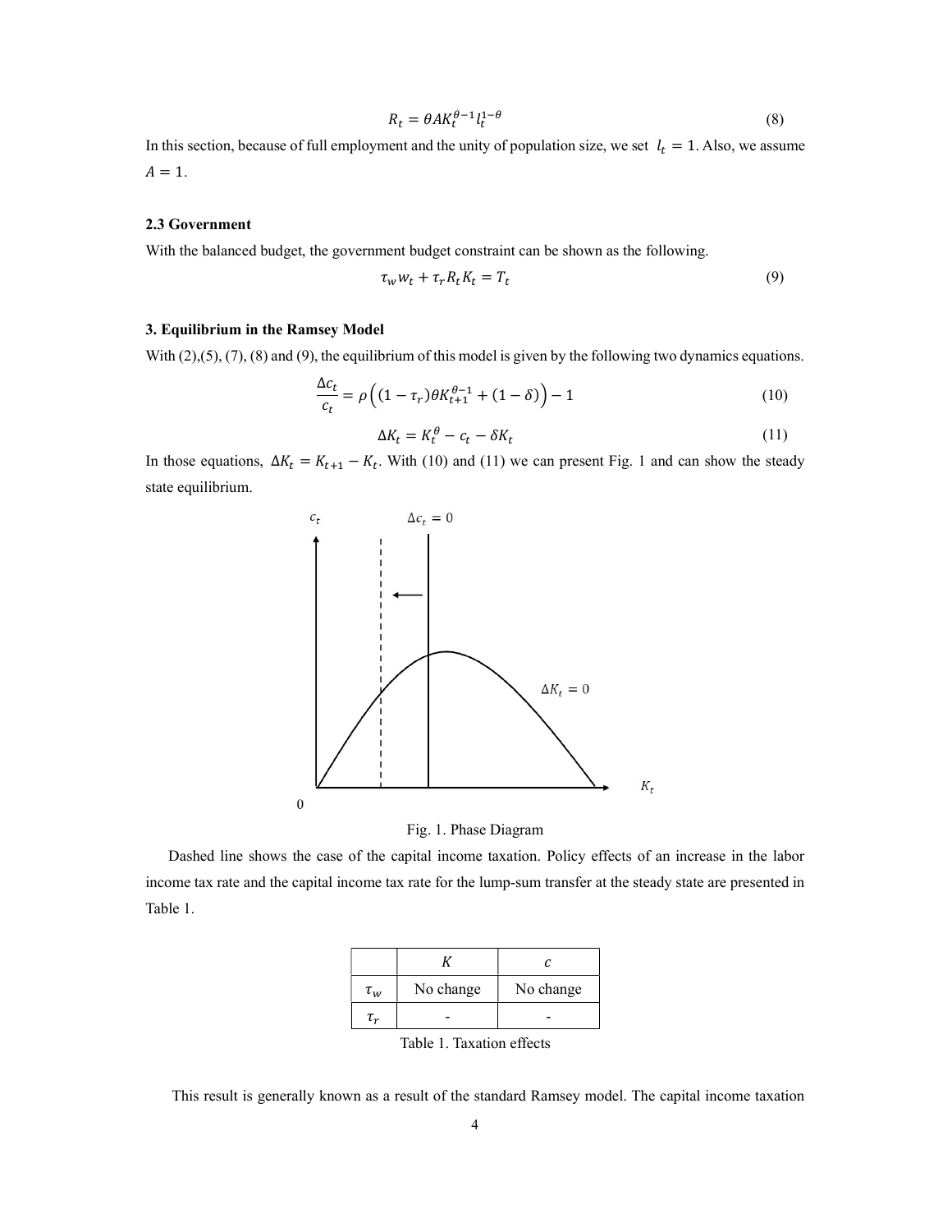$$R_t = \theta A K_t^{\theta-1} l_t^{1-\theta} \tag{8}$$

In this section, because of full employment and the unity of population size, we set $l_t = 1$. Also, we assume $A = 1$.

### 2.3 Government

With the balanced budget, the government budget constraint can be shown as the following.

$$\tau_w w_t + \tau_r R_t K_t = T_t \tag{9}$$

## 3. Equilibrium in the Ramsey Model

With (2),(5), (7), (8) and (9), the equilibrium of this model is given by the following two dynamics equations.

$$\frac{\Delta c_t}{c_t} = \rho\left((1-\tau_r)\theta K_{t+1}^{\theta-1} + (1-\delta)\right) - 1 \tag{10}$$

$$\Delta K_t = K_t^{\theta} - c_t - \delta K_t \tag{11}$$

In those equations, $\Delta K_t = K_{t+1} - K_t$. With (10) and (11) we can present Fig. 1 and can show the steady state equilibrium.

Fig. 1. Phase Diagram

Dashed line shows the case of the capital income taxation. Policy effects of an increase in the labor income tax rate and the capital income tax rate for the lump-sum transfer at the steady state are presented in Table 1.

| | $K$ | $c$ |
|---|---|---|
| $\tau_w$ | No change | No change |
| $\tau_r$ | - | - |

Table 1. Taxation effects

This result is generally known as a result of the standard Ramsey model. The capital income taxation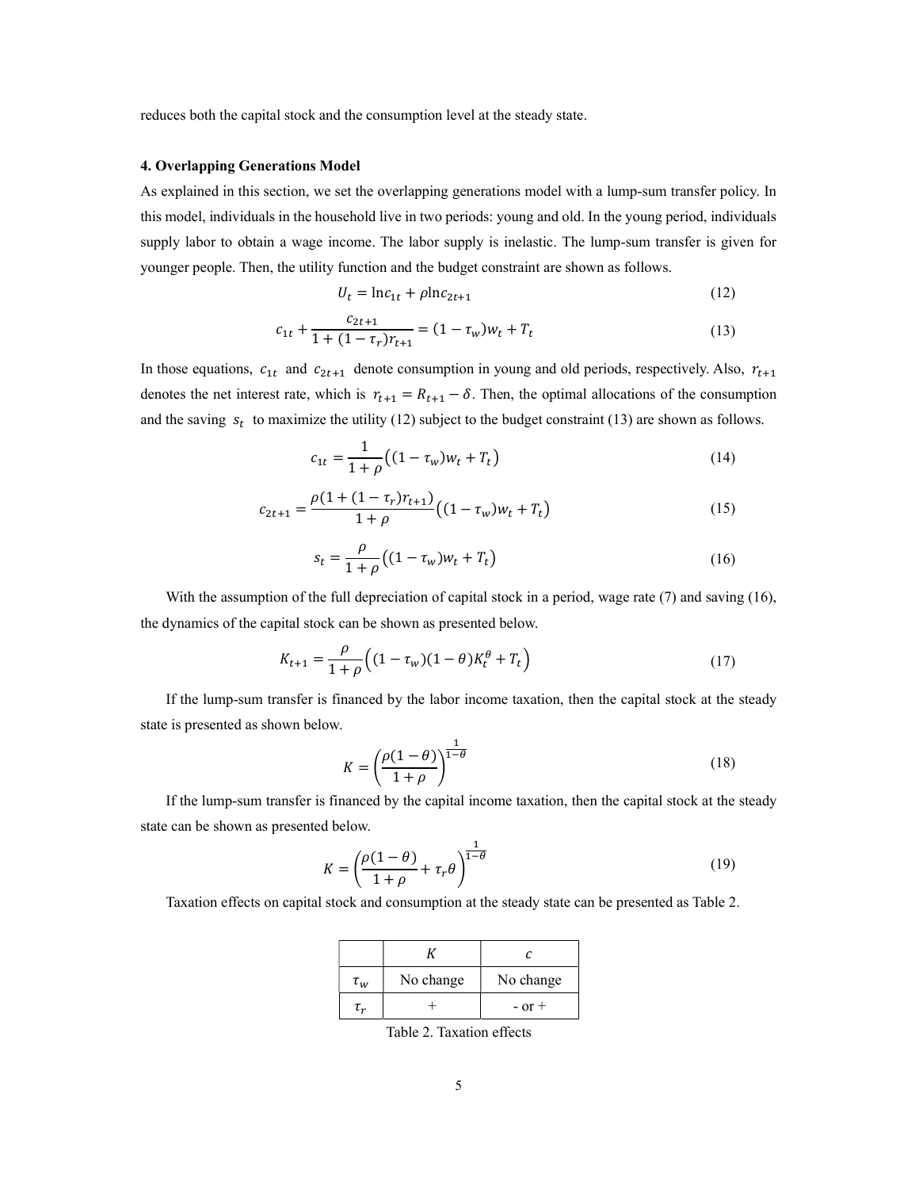reduces both the capital stock and the consumption level at the steady state.

### 4. Overlapping Generations Model

As explained in this section, we set the overlapping generations model with a lump-sum transfer policy. In this model, individuals in the household live in two periods: young and old. In the young period, individuals supply labor to obtain a wage income. The labor supply is inelastic. The lump-sum transfer is given for younger people. Then, the utility function and the budget constraint are shown as follows.

$$U_t = \ln c_{1t} + \rho \ln c_{2t+1} \tag{12}$$

$$c_{1t} + \frac{c_{2t+1}}{1 + (1 - \tau_r) r_{t+1}} = (1 - \tau_w) w_t + T_t \tag{13}$$

In those equations, $c_{1t}$ and $c_{2t+1}$ denote consumption in young and old periods, respectively. Also, $r_{t+1}$ denotes the net interest rate, which is $r_{t+1} = R_{t+1} - \delta$. Then, the optimal allocations of the consumption and the saving $s_t$ to maximize the utility (12) subject to the budget constraint (13) are shown as follows.

$$c_{1t} = \frac{1}{1 + \rho}\left((1 - \tau_w) w_t + T_t\right) \tag{14}$$

$$c_{2t+1} = \frac{\rho(1 + (1 - \tau_r) r_{t+1})}{1 + \rho}\left((1 - \tau_w) w_t + T_t\right) \tag{15}$$

$$s_t = \frac{\rho}{1 + \rho}\left((1 - \tau_w) w_t + T_t\right) \tag{16}$$

With the assumption of the full depreciation of capital stock in a period, wage rate (7) and saving (16), the dynamics of the capital stock can be shown as presented below.

$$K_{t+1} = \frac{\rho}{1 + \rho}\left((1 - \tau_w)(1 - \theta) K_t^{\theta} + T_t\right) \tag{17}$$

If the lump-sum transfer is financed by the labor income taxation, then the capital stock at the steady state is presented as shown below.

$$K = \left(\frac{\rho(1 - \theta)}{1 + \rho}\right)^{\frac{1}{1 - \theta}} \tag{18}$$

If the lump-sum transfer is financed by the capital income taxation, then the capital stock at the steady state can be shown as presented below.

$$K = \left(\frac{\rho(1 - \theta)}{1 + \rho} + \tau_r \theta\right)^{\frac{1}{1 - \theta}} \tag{19}$$

Taxation effects on capital stock and consumption at the steady state can be presented as Table 2.

| | $K$ | $c$ |
|---|---|---|
| $\tau_w$ | No change | No change |
| $\tau_r$ | + | - or + |

Table 2. Taxation effects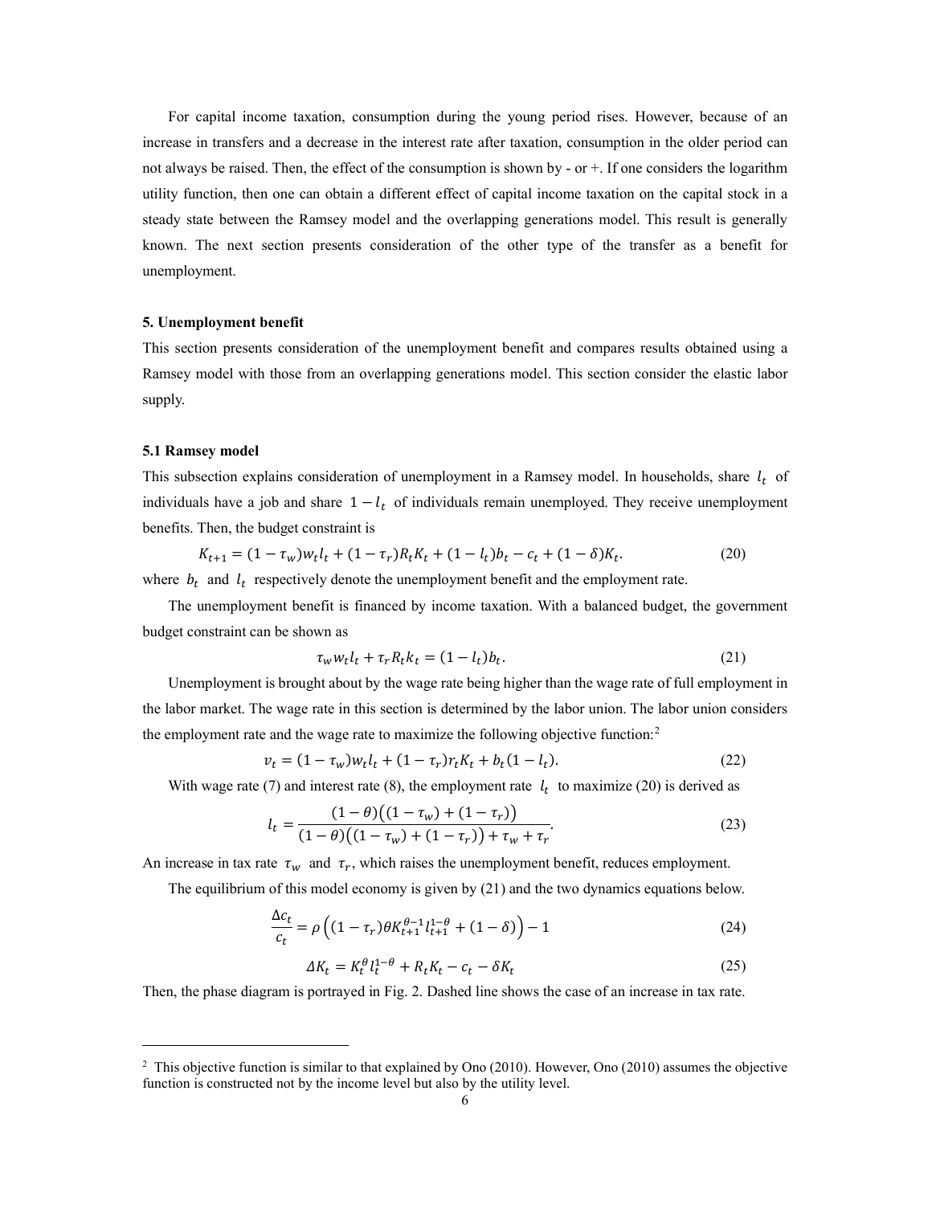For capital income taxation, consumption during the young period rises. However, because of an increase in transfers and a decrease in the interest rate after taxation, consumption in the older period can not always be raised. Then, the effect of the consumption is shown by - or +. If one considers the logarithm utility function, then one can obtain a different effect of capital income taxation on the capital stock in a steady state between the Ramsey model and the overlapping generations model. This result is generally known. The next section presents consideration of the other type of the transfer as a benefit for unemployment.

## 5. Unemployment benefit

This section presents consideration of the unemployment benefit and compares results obtained using a Ramsey model with those from an overlapping generations model. This section consider the elastic labor supply.

### 5.1 Ramsey model

This subsection explains consideration of unemployment in a Ramsey model. In households, share $l_t$ of individuals have a job and share $1 - l_t$ of individuals remain unemployed. They receive unemployment benefits. Then, the budget constraint is

$$K_{t+1} = (1 - \tau_w)w_t l_t + (1 - \tau_r)R_t K_t + (1 - l_t)b_t - c_t + (1 - \delta)K_t. \tag{20}$$

where $b_t$ and $l_t$ respectively denote the unemployment benefit and the employment rate.

The unemployment benefit is financed by income taxation. With a balanced budget, the government budget constraint can be shown as

$$\tau_w w_t l_t + \tau_r R_t k_t = (1 - l_t)b_t. \tag{21}$$

Unemployment is brought about by the wage rate being higher than the wage rate of full employment in the labor market. The wage rate in this section is determined by the labor union. The labor union considers the employment rate and the wage rate to maximize the following objective function:[2]

$$v_t = (1 - \tau_w)w_t l_t + (1 - \tau_r)r_t K_t + b_t(1 - l_t). \tag{22}$$

With wage rate (7) and interest rate (8), the employment rate $l_t$ to maximize (20) is derived as

$$l_t = \frac{(1-\theta)\big((1-\tau_w) + (1-\tau_r)\big)}{(1-\theta)\big((1-\tau_w) + (1-\tau_r)\big) + \tau_w + \tau_r}. \tag{23}$$

An increase in tax rate $\tau_w$ and $\tau_r$, which raises the unemployment benefit, reduces employment.

The equilibrium of this model economy is given by (21) and the two dynamics equations below.

$$\frac{\Delta c_t}{c_t} = \rho\left((1 - \tau_r)\theta K_{t+1}^{\theta-1} l_{t+1}^{1-\theta} + (1 - \delta)\right) - 1 \tag{24}$$

$$\Delta K_t = K_t^{\theta} l_t^{1-\theta} + R_t K_t - c_t - \delta K_t \tag{25}$$

Then, the phase diagram is portrayed in Fig. 2. Dashed line shows the case of an increase in tax rate.

---

[2] This objective function is similar to that explained by Ono (2010). However, Ono (2010) assumes the objective function is constructed not by the income level but also by the utility level.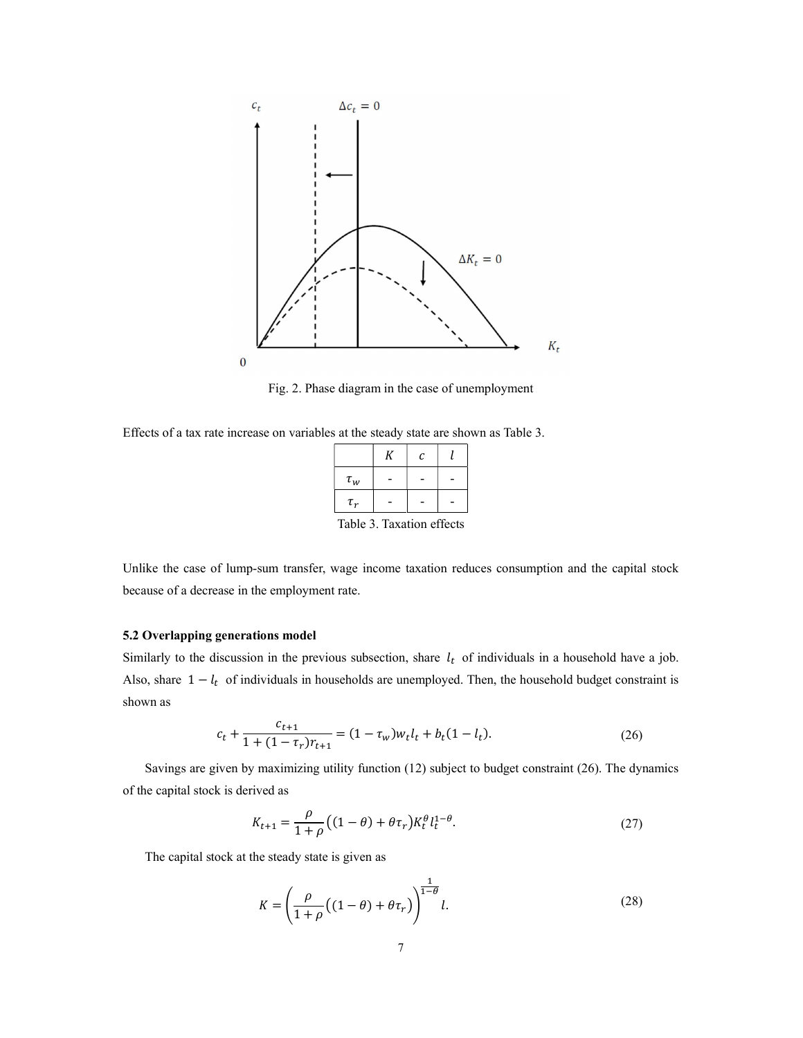Fig. 2. Phase diagram in the case of unemployment

Effects of a tax rate increase on variables at the steady state are shown as Table 3.

| | $K$ | $c$ | $l$ |
|---|---|---|---|
| $\tau_w$ | - | - | - |
| $\tau_r$ | - | - | - |

Table 3. Taxation effects

Unlike the case of lump-sum transfer, wage income taxation reduces consumption and the capital stock because of a decrease in the employment rate.

### 5.2 Overlapping generations model

Similarly to the discussion in the previous subsection, share $l_t$ of individuals in a household have a job. Also, share $1 - l_t$ of individuals in households are unemployed. Then, the household budget constraint is shown as

$$c_t + \frac{c_{t+1}}{1 + (1 - \tau_r) r_{t+1}} = (1 - \tau_w) w_t l_t + b_t (1 - l_t). \tag{26}$$

Savings are given by maximizing utility function (12) subject to budget constraint (26). The dynamics of the capital stock is derived as

$$K_{t+1} = \frac{\rho}{1 + \rho} \left( (1 - \theta) + \theta \tau_r \right) K_t^{\theta} l_t^{1-\theta}. \tag{27}$$

The capital stock at the steady state is given as

$$K = \left( \frac{\rho}{1 + \rho} \left( (1 - \theta) + \theta \tau_r \right) \right)^{\frac{1}{1-\theta}} l. \tag{28}$$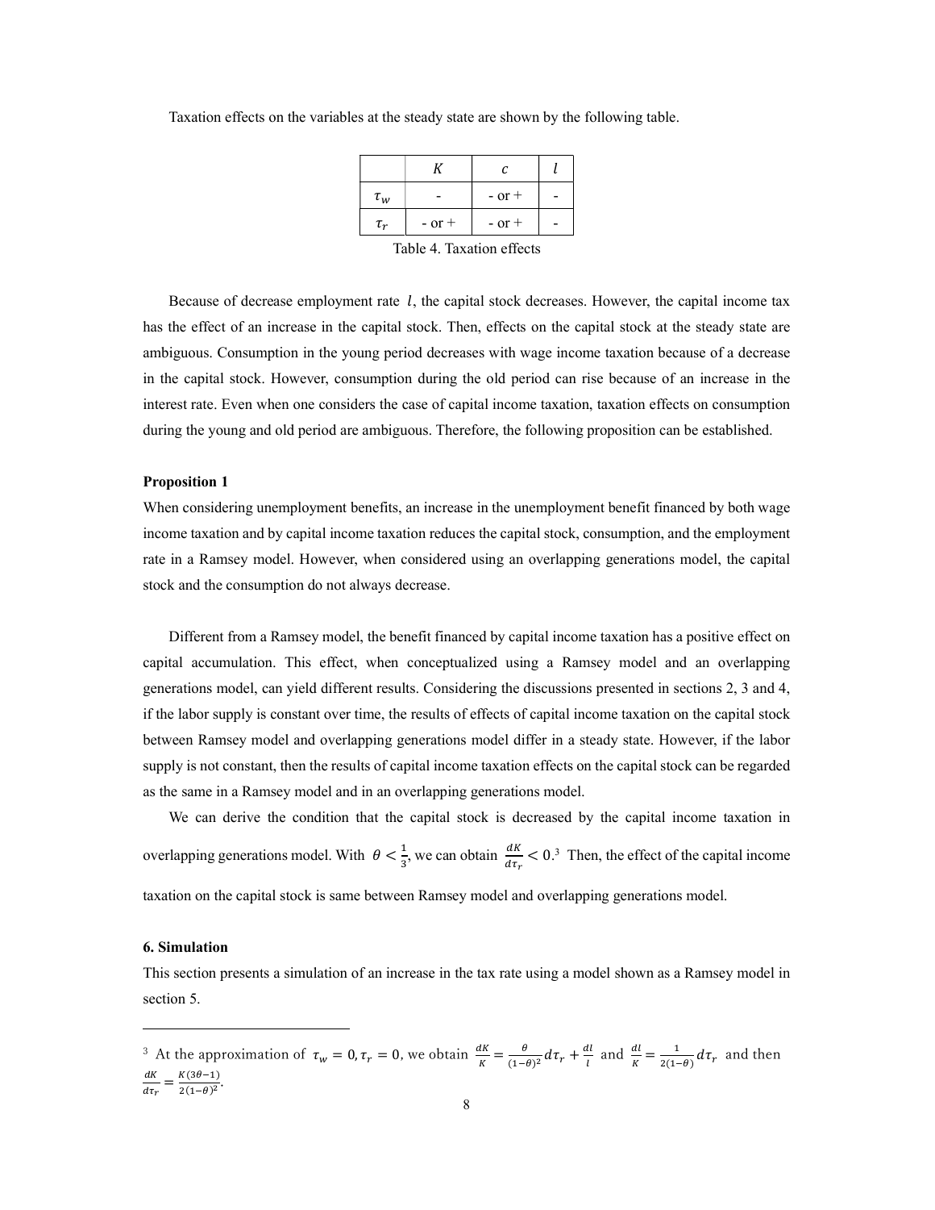Taxation effects on the variables at the steady state are shown by the following table.

| | $K$ | $c$ | $l$ |
|---|---|---|---|
| $\tau_w$ | - | - or + | - |
| $\tau_r$ | - or + | - or + | - |

Table 4. Taxation effects

Because of decrease employment rate $l$, the capital stock decreases. However, the capital income tax has the effect of an increase in the capital stock. Then, effects on the capital stock at the steady state are ambiguous. Consumption in the young period decreases with wage income taxation because of a decrease in the capital stock. However, consumption during the old period can rise because of an increase in the interest rate. Even when one considers the case of capital income taxation, taxation effects on consumption during the young and old period are ambiguous. Therefore, the following proposition can be established.

**Proposition 1**

When considering unemployment benefits, an increase in the unemployment benefit financed by both wage income taxation and by capital income taxation reduces the capital stock, consumption, and the employment rate in a Ramsey model. However, when considered using an overlapping generations model, the capital stock and the consumption do not always decrease.

Different from a Ramsey model, the benefit financed by capital income taxation has a positive effect on capital accumulation. This effect, when conceptualized using a Ramsey model and an overlapping generations model, can yield different results. Considering the discussions presented in sections 2, 3 and 4, if the labor supply is constant over time, the results of effects of capital income taxation on the capital stock between Ramsey model and overlapping generations model differ in a steady state. However, if the labor supply is not constant, then the results of capital income taxation effects on the capital stock can be regarded as the same in a Ramsey model and in an overlapping generations model.

We can derive the condition that the capital stock is decreased by the capital income taxation in overlapping generations model. With $\theta < \frac{1}{3}$, we can obtain $\frac{dK}{d\tau_r} < 0$.[3] Then, the effect of the capital income taxation on the capital stock is same between Ramsey model and overlapping generations model.

## 6. Simulation

This section presents a simulation of an increase in the tax rate using a model shown as a Ramsey model in section 5.

---

[3] At the approximation of $\tau_w = 0, \tau_r = 0$, we obtain $\frac{dK}{K} = \frac{\theta}{(1-\theta)^2} d\tau_r + \frac{dl}{l}$ and $\frac{dl}{K} = \frac{1}{2(1-\theta)} d\tau_r$ and then $\frac{dK}{d\tau_r} = \frac{K(3\theta-1)}{2(1-\theta)^2}$.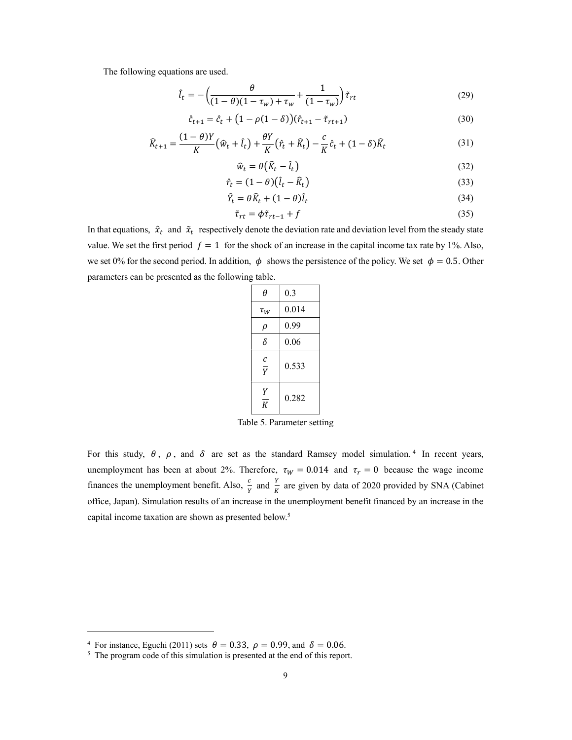The following equations are used.

$$\hat{l}_t = -\left(\frac{\theta}{(1-\theta)(1-\tau_w)+\tau_w} + \frac{1}{(1-\tau_w)}\right)\tilde{\tau}_{rt} \tag{29}$$

$$\hat{c}_{t+1} = \hat{c}_t + \big(1-\rho(1-\delta)\big)(\hat{r}_{t+1} - \tilde{\tau}_{rt+1}) \tag{30}$$

$$\hat{K}_{t+1} = \frac{(1-\theta)Y}{K}\big(\hat{w}_t + \hat{l}_t\big) + \frac{\theta Y}{K}\big(\hat{r}_t + \hat{K}_t\big) - \frac{c}{K}\hat{c}_t + (1-\delta)\hat{K}_t \tag{31}$$

$$\hat{w}_t = \theta\big(\hat{K}_t - \hat{l}_t\big) \tag{32}$$

$$\hat{r}_t = (1-\theta)\big(\hat{l}_t - \hat{K}_t\big) \tag{33}$$

$$\hat{Y}_t = \theta\hat{K}_t + (1-\theta)\hat{l}_t \tag{34}$$

$$\tilde{\tau}_{rt} = \phi\tilde{\tau}_{rt-1} + f \tag{35}$$

In that equations, $\hat{x}_t$ and $\tilde{x}_t$ respectively denote the deviation rate and deviation level from the steady state value. We set the first period $f = 1$ for the shock of an increase in the capital income tax rate by 1%. Also, we set 0% for the second period. In addition, $\phi$ shows the persistence of the policy. We set $\phi = 0.5$. Other parameters can be presented as the following table.

| | |
|---|---|
| $\theta$ | 0.3 |
| $\tau_W$ | 0.014 |
| $\rho$ | 0.99 |
| $\delta$ | 0.06 |
| $\frac{c}{Y}$ | 0.533 |
| $\frac{Y}{K}$ | 0.282 |

Table 5. Parameter setting

For this study, $\theta$, $\rho$, and $\delta$ are set as the standard Ramsey model simulation.[4] In recent years, unemployment has been at about 2%. Therefore, $\tau_W = 0.014$ and $\tau_r = 0$ because the wage income finances the unemployment benefit. Also, $\frac{c}{Y}$ and $\frac{Y}{K}$ are given by data of 2020 provided by SNA (Cabinet office, Japan). Simulation results of an increase in the unemployment benefit financed by an increase in the capital income taxation are shown as presented below.[5]

[4] For instance, Eguchi (2011) sets $\theta = 0.33$, $\rho = 0.99$, and $\delta = 0.06$.

[5] The program code of this simulation is presented at the end of this report.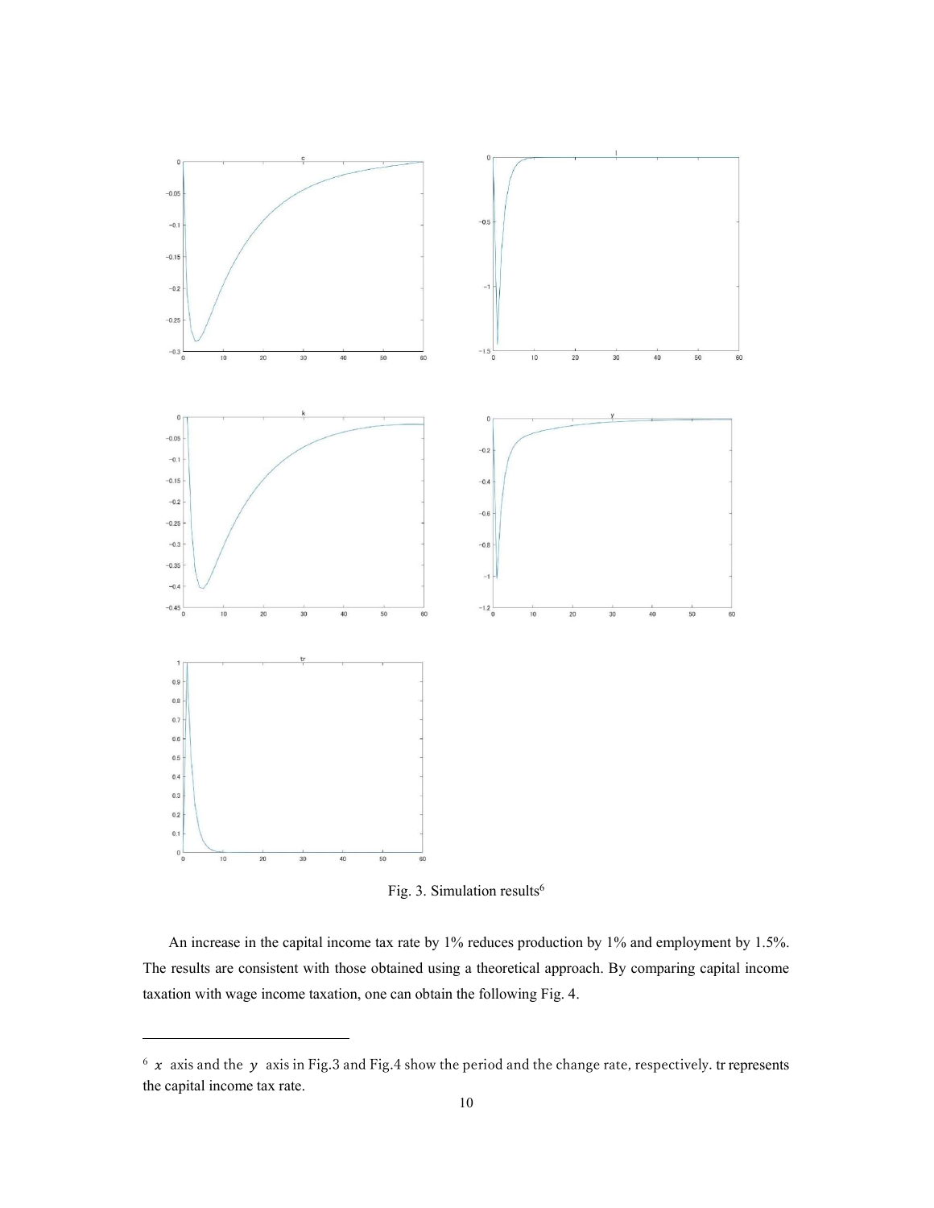Fig. 3. Simulation results[6]

An increase in the capital income tax rate by 1% reduces production by 1% and employment by 1.5%. The results are consistent with those obtained using a theoretical approach. By comparing capital income taxation with wage income taxation, one can obtain the following Fig. 4.

[6] $x$ axis and the $y$ axis in Fig.3 and Fig.4 show the period and the change rate, respectively. tr represents the capital income tax rate.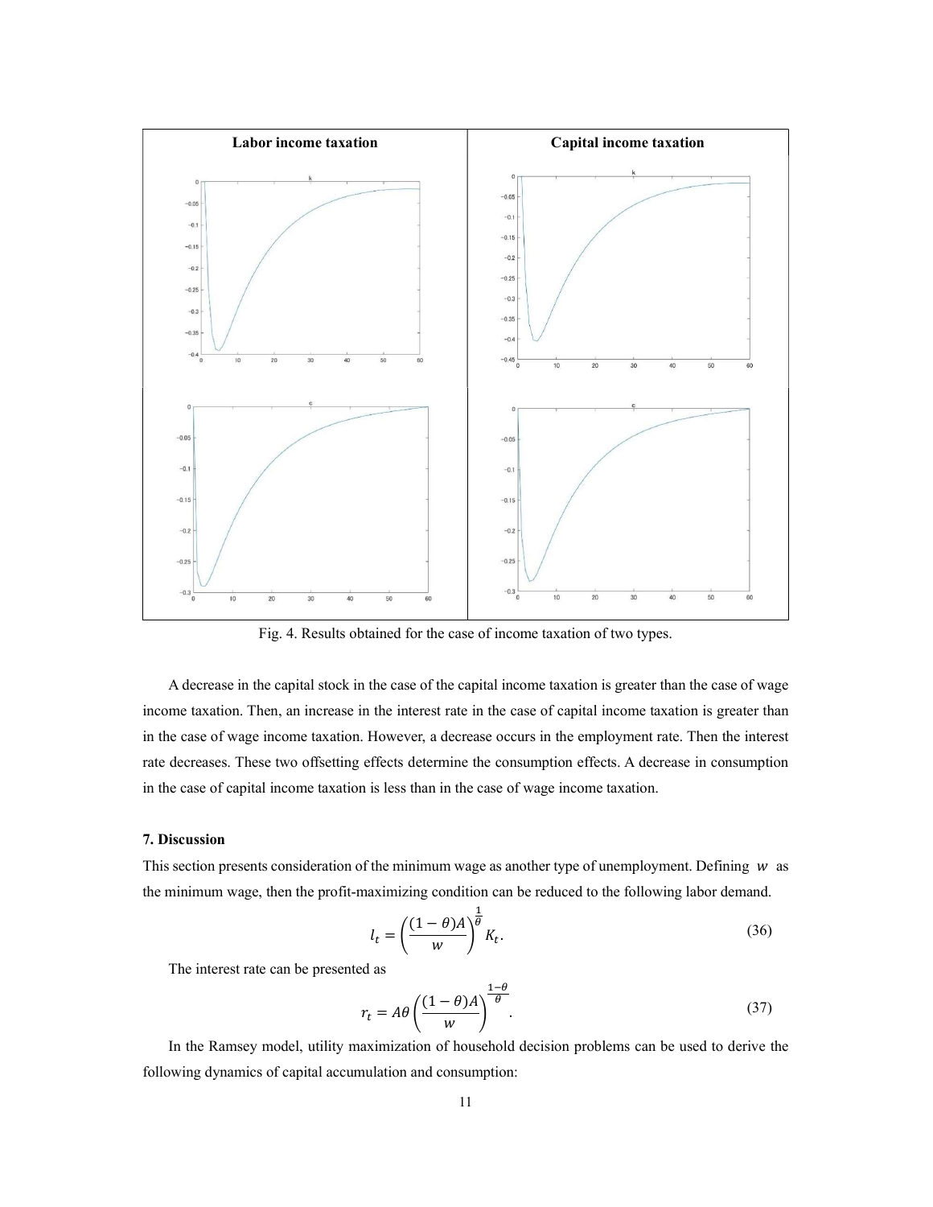| Labor income taxation | Capital income taxation |
| --- | --- |

Fig. 4. Results obtained for the case of income taxation of two types.

A decrease in the capital stock in the case of the capital income taxation is greater than the case of wage income taxation. Then, an increase in the interest rate in the case of capital income taxation is greater than in the case of wage income taxation. However, a decrease occurs in the employment rate. Then the interest rate decreases. These two offsetting effects determine the consumption effects. A decrease in consumption in the case of capital income taxation is less than in the case of wage income taxation.

### 7. Discussion

This section presents consideration of the minimum wage as another type of unemployment. Defining $w$ as the minimum wage, then the profit-maximizing condition can be reduced to the following labor demand.

$$l_t = \left(\frac{(1-\theta)A}{w}\right)^{\frac{1}{\theta}} K_t. \tag{36}$$

The interest rate can be presented as

$$r_t = A\theta\left(\frac{(1-\theta)A}{w}\right)^{\frac{1-\theta}{\theta}}. \tag{37}$$

In the Ramsey model, utility maximization of household decision problems can be used to derive the following dynamics of capital accumulation and consumption: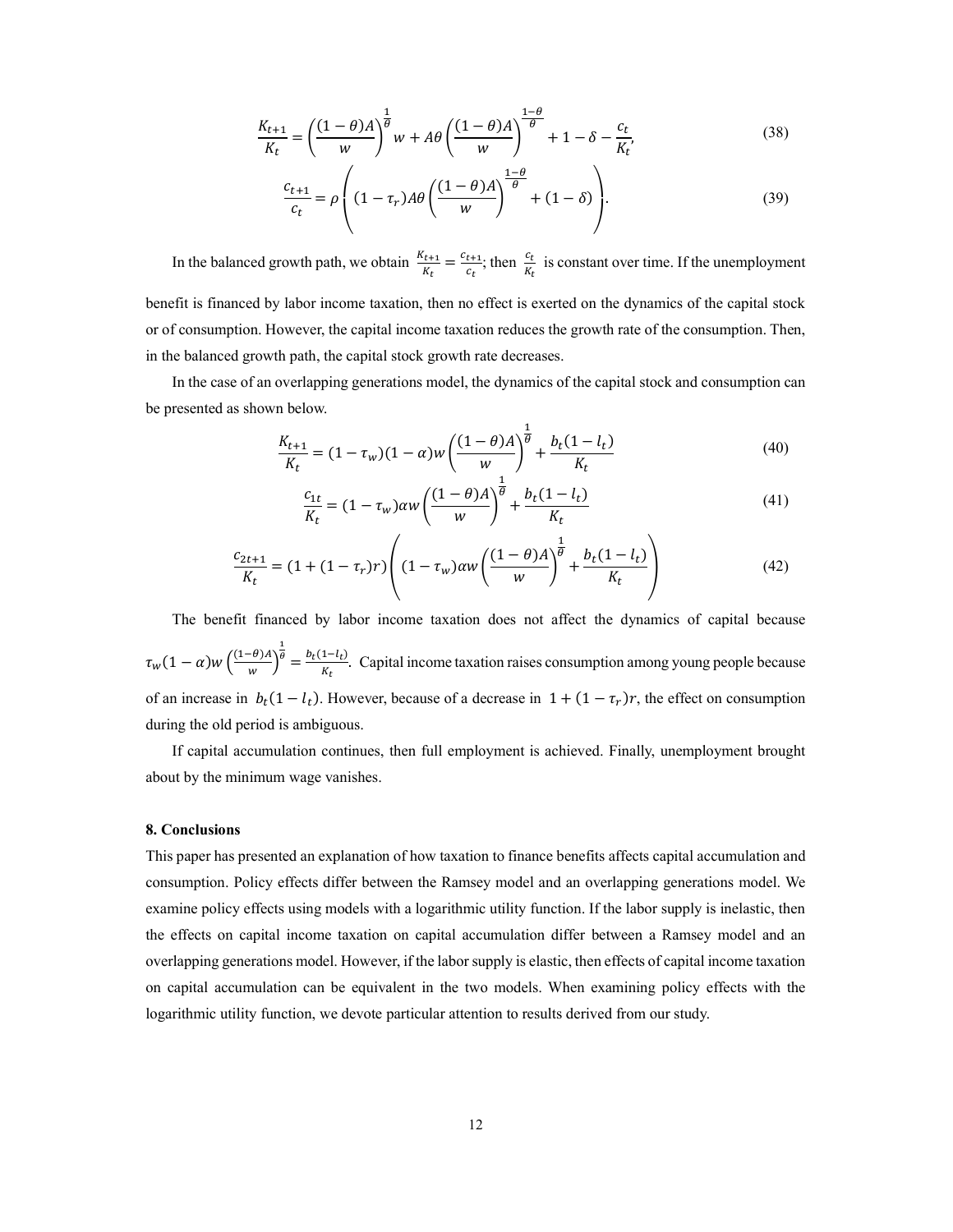$$\frac{K_{t+1}}{K_t} = \left(\frac{(1-\theta)A}{w}\right)^{\frac{1}{\theta}} w + A\theta\left(\frac{(1-\theta)A}{w}\right)^{\frac{1-\theta}{\theta}} + 1 - \delta - \frac{c_t}{K_t}, \tag{38}$$

$$\frac{c_{t+1}}{c_t} = \rho\left((1-\tau_r)A\theta\left(\frac{(1-\theta)A}{w}\right)^{\frac{1-\theta}{\theta}} + (1-\delta)\right). \tag{39}$$

In the balanced growth path, we obtain $\frac{K_{t+1}}{K_t} = \frac{c_{t+1}}{c_t}$; then $\frac{c_t}{K_t}$ is constant over time. If the unemployment benefit is financed by labor income taxation, then no effect is exerted on the dynamics of the capital stock or of consumption. However, the capital income taxation reduces the growth rate of the consumption. Then, in the balanced growth path, the capital stock growth rate decreases.

In the case of an overlapping generations model, the dynamics of the capital stock and consumption can be presented as shown below.

$$\frac{K_{t+1}}{K_t} = (1-\tau_w)(1-\alpha)w\left(\frac{(1-\theta)A}{w}\right)^{\frac{1}{\theta}} + \frac{b_t(1-l_t)}{K_t} \tag{40}$$

$$\frac{c_{1t}}{K_t} = (1-\tau_w)\alpha w\left(\frac{(1-\theta)A}{w}\right)^{\frac{1}{\theta}} + \frac{b_t(1-l_t)}{K_t} \tag{41}$$

$$\frac{c_{2t+1}}{K_t} = (1+(1-\tau_r)r)\left((1-\tau_w)\alpha w\left(\frac{(1-\theta)A}{w}\right)^{\frac{1}{\theta}} + \frac{b_t(1-l_t)}{K_t}\right) \tag{42}$$

The benefit financed by labor income taxation does not affect the dynamics of capital because $\tau_w(1-\alpha)w\left(\frac{(1-\theta)A}{w}\right)^{\frac{1}{\theta}} = \frac{b_t(1-l_t)}{K_t}$. Capital income taxation raises consumption among young people because of an increase in $b_t(1-l_t)$. However, because of a decrease in $1+(1-\tau_r)r$, the effect on consumption during the old period is ambiguous.

If capital accumulation continues, then full employment is achieved. Finally, unemployment brought about by the minimum wage vanishes.

## 8. Conclusions

This paper has presented an explanation of how taxation to finance benefits affects capital accumulation and consumption. Policy effects differ between the Ramsey model and an overlapping generations model. We examine policy effects using models with a logarithmic utility function. If the labor supply is inelastic, then the effects on capital income taxation on capital accumulation differ between a Ramsey model and an overlapping generations model. However, if the labor supply is elastic, then effects of capital income taxation on capital accumulation can be equivalent in the two models. When examining policy effects with the logarithmic utility function, we devote particular attention to results derived from our study.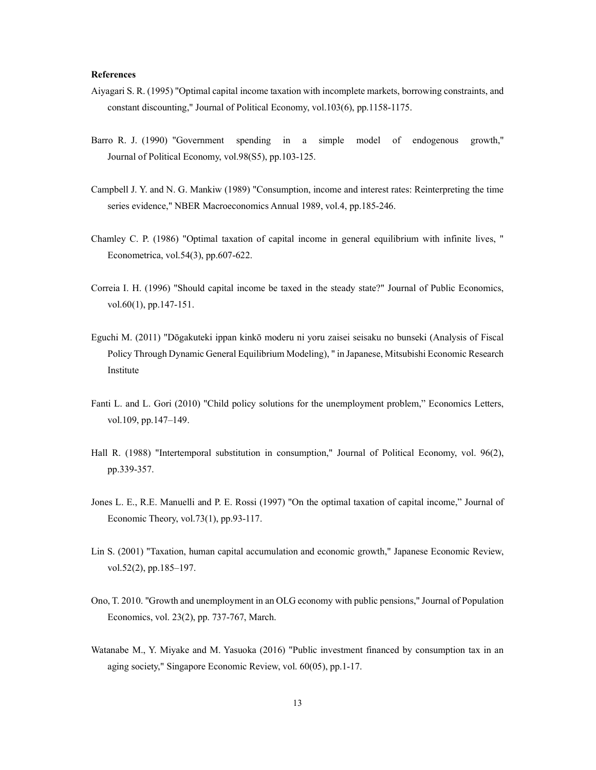**References**

Aiyagari S. R. (1995) "Optimal capital income taxation with incomplete markets, borrowing constraints, and constant discounting," Journal of Political Economy, vol.103(6), pp.1158-1175.

Barro R. J. (1990) "Government spending in a simple model of endogenous growth," Journal of Political Economy, vol.98(S5), pp.103-125.

Campbell J. Y. and N. G. Mankiw (1989) "Consumption, income and interest rates: Reinterpreting the time series evidence," NBER Macroeconomics Annual 1989, vol.4, pp.185-246.

Chamley C. P. (1986) "Optimal taxation of capital income in general equilibrium with infinite lives, " Econometrica, vol.54(3), pp.607-622.

Correia I. H. (1996) "Should capital income be taxed in the steady state?" Journal of Public Economics, vol.60(1), pp.147-151.

Eguchi M. (2011) "Dōgakuteki ippan kinkō moderu ni yoru zaisei seisaku no bunseki (Analysis of Fiscal Policy Through Dynamic General Equilibrium Modeling), " in Japanese, Mitsubishi Economic Research Institute

Fanti L. and L. Gori (2010) "Child policy solutions for the unemployment problem," Economics Letters, vol.109, pp.147–149.

Hall R. (1988) "Intertemporal substitution in consumption," Journal of Political Economy, vol. 96(2), pp.339-357.

Jones L. E., R.E. Manuelli and P. E. Rossi (1997) "On the optimal taxation of capital income," Journal of Economic Theory, vol.73(1), pp.93-117.

Lin S. (2001) "Taxation, human capital accumulation and economic growth," Japanese Economic Review, vol.52(2), pp.185–197.

Ono, T. 2010. "Growth and unemployment in an OLG economy with public pensions," Journal of Population Economics, vol. 23(2), pp. 737-767, March.

Watanabe M., Y. Miyake and M. Yasuoka (2016) "Public investment financed by consumption tax in an aging society," Singapore Economic Review, vol. 60(05), pp.1-17.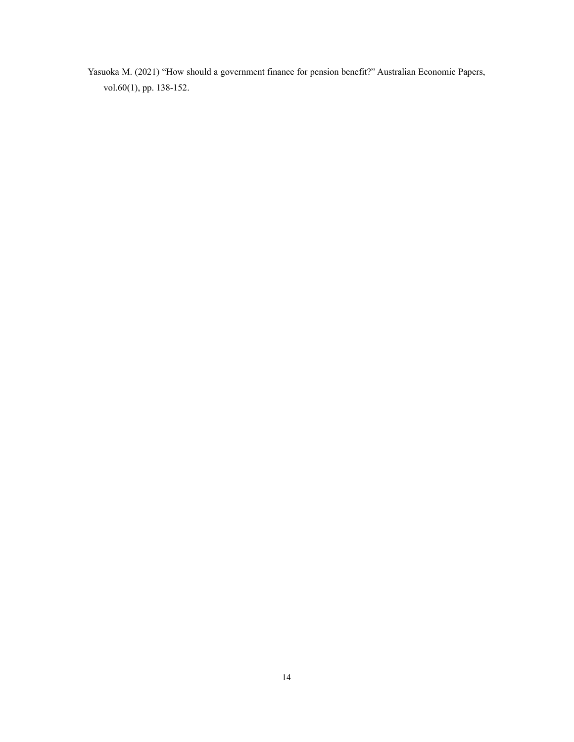Yasuoka M. (2021) “How should a government finance for pension benefit?” Australian Economic Papers, vol.60(1), pp. 138-152.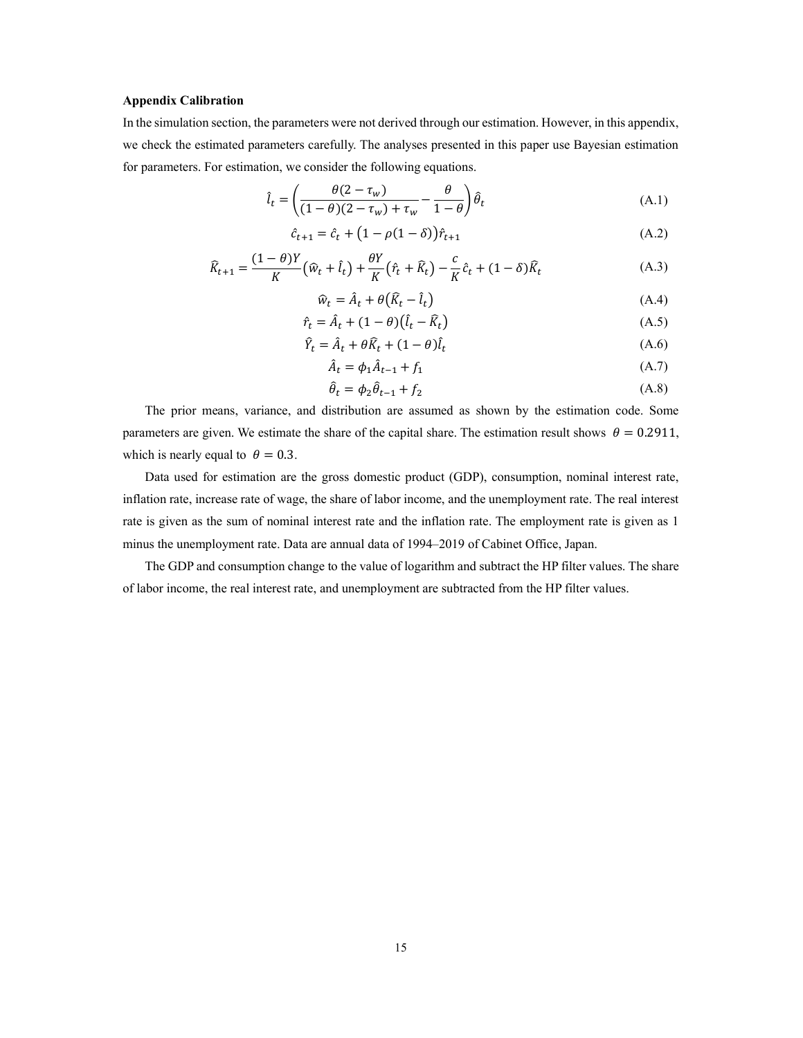**Appendix Calibration**

In the simulation section, the parameters were not derived through our estimation. However, in this appendix, we check the estimated parameters carefully. The analyses presented in this paper use Bayesian estimation for parameters. For estimation, we consider the following equations.

$$\hat{l}_t = \left( \frac{\theta(2-\tau_w)}{(1-\theta)(2-\tau_w)+\tau_w} - \frac{\theta}{1-\theta} \right) \hat{\theta}_t \tag{A.1}$$

$$\hat{c}_{t+1} = \hat{c}_t + \big(1-\rho(1-\delta)\big)\hat{r}_{t+1} \tag{A.2}$$

$$\widehat{K}_{t+1} = \frac{(1-\theta)Y}{K}\big(\widehat{w}_t + \hat{l}_t\big) + \frac{\theta Y}{K}\big(\hat{r}_t + \widehat{K}_t\big) - \frac{c}{K}\hat{c}_t + (1-\delta)\widehat{K}_t \tag{A.3}$$

$$\widehat{w}_t = \hat{A}_t + \theta\big(\widehat{K}_t - \hat{l}_t\big) \tag{A.4}$$

$$\hat{r}_t = \hat{A}_t + (1-\theta)\big(\hat{l}_t - \widehat{K}_t\big) \tag{A.5}$$

$$\widehat{Y}_t = \hat{A}_t + \theta\widehat{K}_t + (1-\theta)\hat{l}_t \tag{A.6}$$

$$\hat{A}_t = \phi_1\hat{A}_{t-1} + f_1 \tag{A.7}$$

$$\hat{\theta}_t = \phi_2\hat{\theta}_{t-1} + f_2 \tag{A.8}$$

The prior means, variance, and distribution are assumed as shown by the estimation code. Some parameters are given. We estimate the share of the capital share. The estimation result shows $\theta = 0.2911$, which is nearly equal to $\theta = 0.3$.

Data used for estimation are the gross domestic product (GDP), consumption, nominal interest rate, inflation rate, increase rate of wage, the share of labor income, and the unemployment rate. The real interest rate is given as the sum of nominal interest rate and the inflation rate. The employment rate is given as 1 minus the unemployment rate. Data are annual data of 1994–2019 of Cabinet Office, Japan.

The GDP and consumption change to the value of logarithm and subtract the HP filter values. The share of labor income, the real interest rate, and unemployment are subtracted from the HP filter values.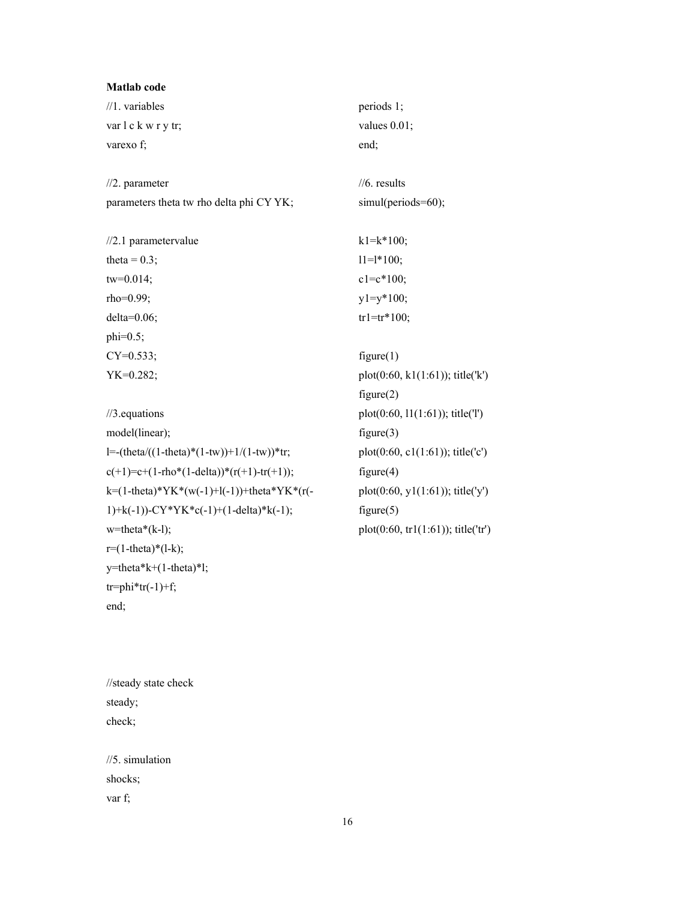**Matlab code**

```
//1. variables
var l c k w r y tr;
varexo f;

//2. parameter
parameters theta tw rho delta phi CY YK;

//2.1 parametervalue
theta = 0.3;
tw=0.014;
rho=0.99;
delta=0.06;
phi=0.5;
CY=0.533;
YK=0.282;

//3.equations
model(linear);
l=-(theta/((1-theta)*(1-tw))+1/(1-tw))*tr;
c(+1)=c+(1-rho*(1-delta))*(r(+1)-tr(+1));
k=(1-theta)*YK*(w(-1)+l(-1))+theta*YK*(r(-
1)+k(-1))-CY*YK*c(-1)+(1-delta)*k(-1);
w=theta*(k-l);
r=(1-theta)*(l-k);
y=theta*k+(1-theta)*l;
tr=phi*tr(-1)+f;
end;



//steady state check
steady;
check;

//5. simulation
shocks;
var f;
periods 1;
values 0.01;
end;

//6. results
simul(periods=60);

k1=k*100;
l1=l*100;
c1=c*100;
y1=y*100;
tr1=tr*100;

figure(1)
plot(0:60, k1(1:61)); title('k')
figure(2)
plot(0:60, l1(1:61)); title('l')
figure(3)
plot(0:60, c1(1:61)); title('c')
figure(4)
plot(0:60, y1(1:61)); title('y')
figure(5)
plot(0:60, tr1(1:61)); title('tr')
```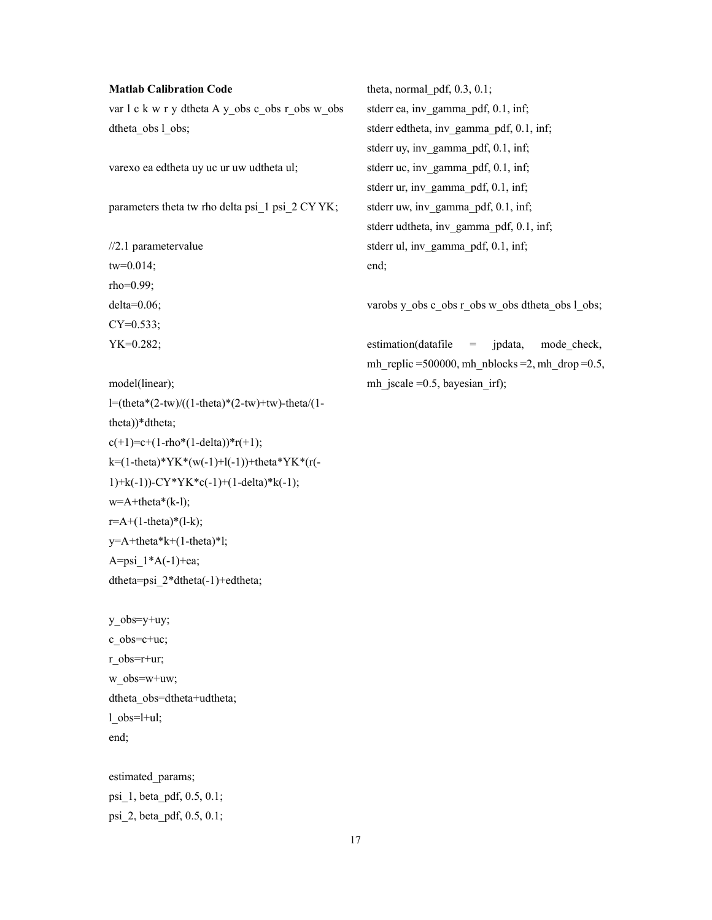**Matlab Calibration Code**

```
var l c k w r y dtheta A y_obs c_obs r_obs w_obs
dtheta_obs l_obs;

varexo ea edtheta uy uc ur uw udtheta ul;

parameters theta tw rho delta psi_1 psi_2 CY YK;

//2.1 parametervalue
tw=0.014;
rho=0.99;
delta=0.06;
CY=0.533;
YK=0.282;

model(linear);
l=(theta*(2-tw)/((1-theta)*(2-tw)+tw)-theta/(1-
theta))*dtheta;
c(+1)=c+(1-rho*(1-delta))*r(+1);
k=(1-theta)*YK*(w(-1)+l(-1))+theta*YK*(r(-
1)+k(-1))-CY*YK*c(-1)+(1-delta)*k(-1);
w=A+theta*(k-l);
r=A+(1-theta)*(l-k);
y=A+theta*k+(1-theta)*l;
A=psi_1*A(-1)+ea;
dtheta=psi_2*dtheta(-1)+edtheta;

y_obs=y+uy;
c_obs=c+uc;
r_obs=r+ur;
w_obs=w+uw;
dtheta_obs=dtheta+udtheta;
l_obs=l+ul;
end;

estimated_params;
psi_1, beta_pdf, 0.5, 0.1;
psi_2, beta_pdf, 0.5, 0.1;
theta, normal_pdf, 0.3, 0.1;
stderr ea, inv_gamma_pdf, 0.1, inf;
stderr edtheta, inv_gamma_pdf, 0.1, inf;
stderr uy, inv_gamma_pdf, 0.1, inf;
stderr uc, inv_gamma_pdf, 0.1, inf;
stderr ur, inv_gamma_pdf, 0.1, inf;
stderr uw, inv_gamma_pdf, 0.1, inf;
stderr udtheta, inv_gamma_pdf, 0.1, inf;
stderr ul, inv_gamma_pdf, 0.1, inf;
end;

varobs y_obs c_obs r_obs w_obs dtheta_obs l_obs;

estimation(datafile = jpdata, mode_check,
mh_replic =500000, mh_nblocks =2, mh_drop =0.5,
mh_jscale =0.5, bayesian_irf);
```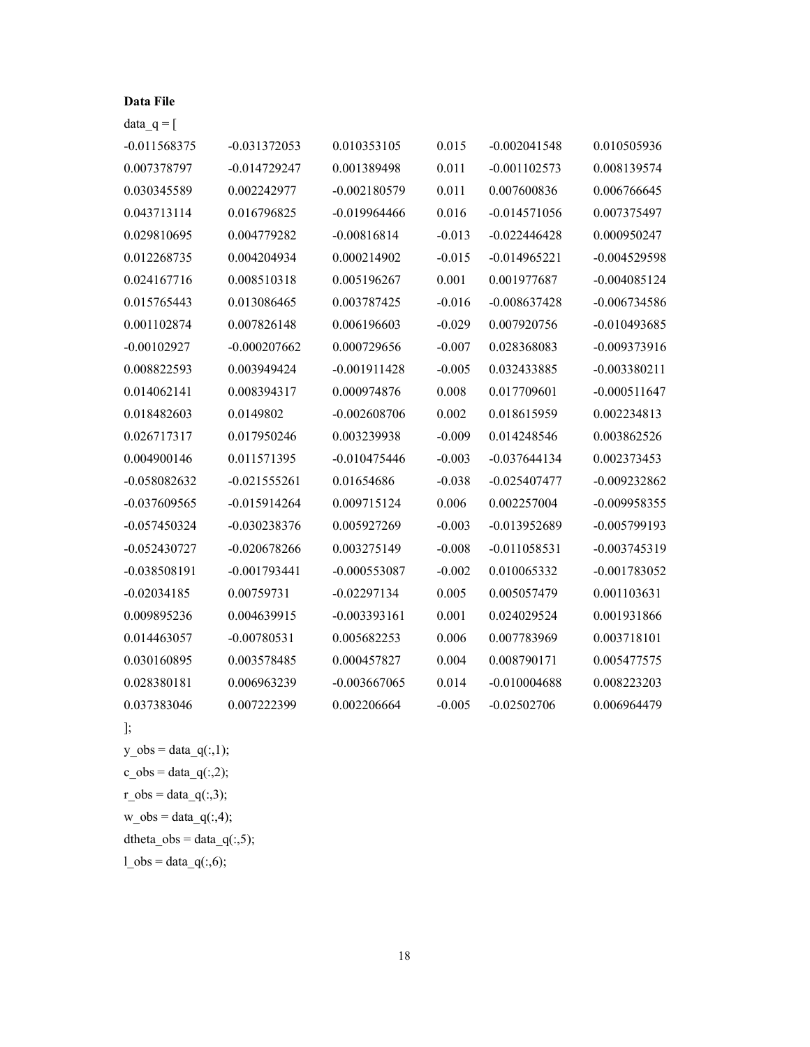**Data File**

```
data_q = [
-0.011568375	-0.031372053	0.010353105	0.015	-0.002041548	0.010505936
0.007378797	-0.014729247	0.001389498	0.011	-0.001102573	0.008139574
0.030345589	0.002242977	-0.002180579	0.011	0.007600836	0.006766645
0.043713114	0.016796825	-0.019964466	0.016	-0.014571056	0.007375497
0.029810695	0.004779282	-0.00816814	-0.013	-0.022446428	0.000950247
0.012268735	0.004204934	0.000214902	-0.015	-0.014965221	-0.004529598
0.024167716	0.008510318	0.005196267	0.001	0.001977687	-0.004085124
0.015765443	0.013086465	0.003787425	-0.016	-0.008637428	-0.006734586
0.001102874	0.007826148	0.006196603	-0.029	0.007920756	-0.010493685
-0.00102927	-0.000207662	0.000729656	-0.007	0.028368083	-0.009373916
0.008822593	0.003949424	-0.001911428	-0.005	0.032433885	-0.003380211
0.014062141	0.008394317	0.000974876	0.008	0.017709601	-0.000511647
0.018482603	0.0149802	-0.002608706	0.002	0.018615959	0.002234813
0.026717317	0.017950246	0.003239938	-0.009	0.014248546	0.003862526
0.004900146	0.011571395	-0.010475446	-0.003	-0.037644134	0.002373453
-0.058082632	-0.021555261	0.01654686	-0.038	-0.025407477	-0.009232862
-0.037609565	-0.015914264	0.009715124	0.006	0.002257004	-0.009958355
-0.057450324	-0.030238376	0.005927269	-0.003	-0.013952689	-0.005799193
-0.052430727	-0.020678266	0.003275149	-0.008	-0.011058531	-0.003745319
-0.038508191	-0.001793441	-0.000553087	-0.002	0.010065332	-0.001783052
-0.02034185	0.00759731	-0.02297134	0.005	0.005057479	0.001103631
0.009895236	0.004639915	-0.003393161	0.001	0.024029524	0.001931866
0.014463057	-0.00780531	0.005682253	0.006	0.007783969	0.003718101
0.030160895	0.003578485	0.000457827	0.004	0.008790171	0.005477575
0.028380181	0.006963239	-0.003667065	0.014	-0.010004688	0.008223203
0.037383046	0.007222399	0.002206664	-0.005	-0.02502706	0.006964479
];
y_obs = data_q(:,1);
c_obs = data_q(:,2);
r_obs = data_q(:,3);
w_obs = data_q(:,4);
dtheta_obs = data_q(:,5);
l_obs = data_q(:,6);
```